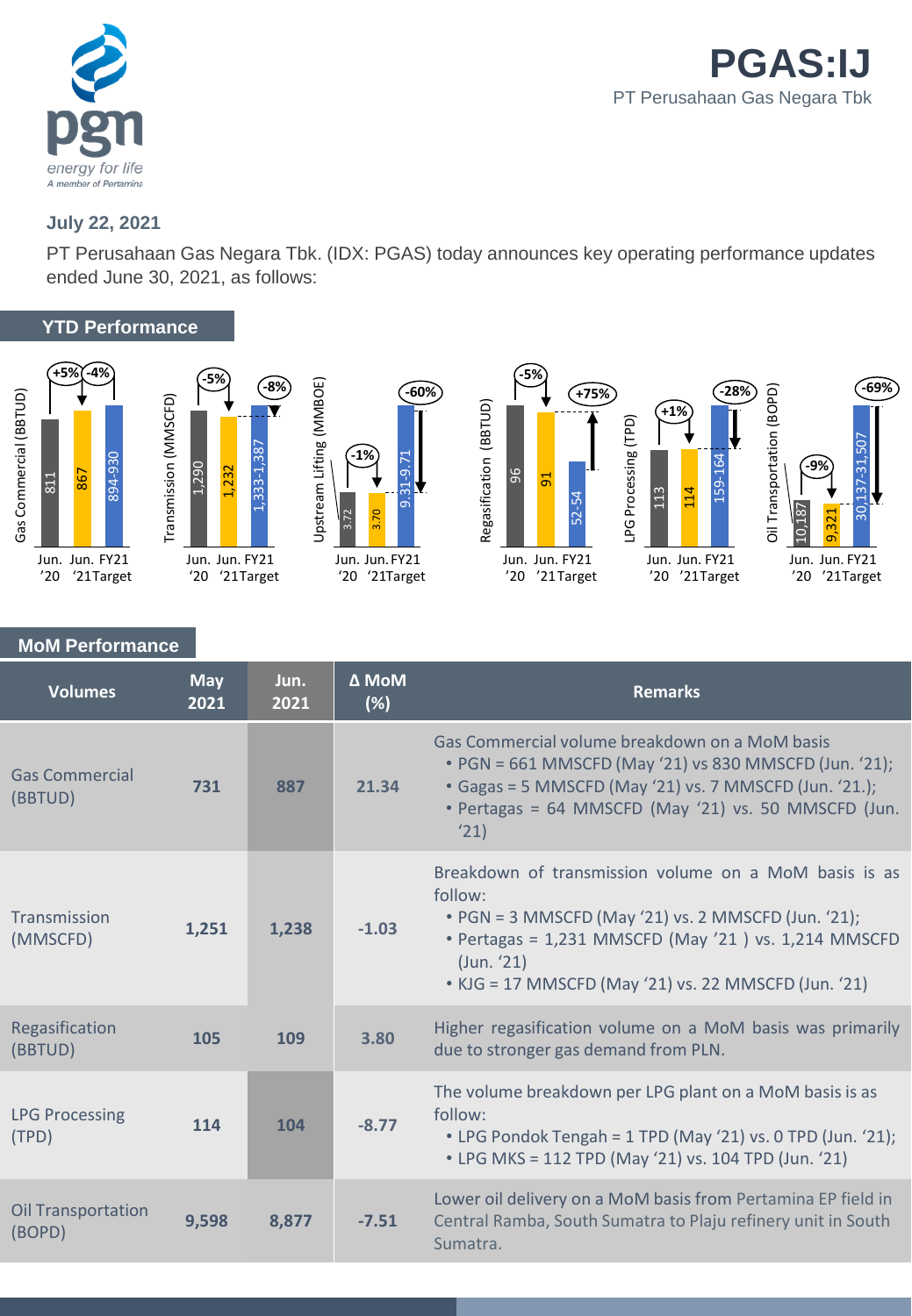# PGAS:IJ

PT Perusahaan Gas Negara Tbk

**July 22, 2021**

PT Perusahaan Gas Negara Tbk. (IDX: PGAS) today announces key operating performance updates ended June 30, 2021, as follows:

## YTD Performance

| Metric | Jun. '20 | Jun. '21 | FY21 Target | Jun. '21 vs Jun. '20 | Jun. '21 vs FY21 Target |
|---|---|---|---|---|---|
| Gas Commercial (BBTUD) | 811 | 867 | 894-930 | +5% | -4% |
| Transmission (MMSCFD) | 1,290 | 1,232 | 1,333-1,387 | -5% | -8% |
| Upstream Lifting (MMBOE) | 3.72 | 3.70 | 9.31-9.71 | -1% | -60% |
| Regasification (BBTUD) | 96 | 91 | 52-54 | -5% | +75% |
| LPG Processing (TPD) | 113 | 114 | 159-164 | +1% | -28% |
| Oil Transportation (BOPD) | 10,187 | 9,321 | 30,137-31,507 | -9% | -69% |

## MoM Performance

| Volumes | May 2021 | Jun. 2021 | Δ MoM (%) | Remarks |
|---|---|---|---|---|
| Gas Commercial (BBTUD) | 731 | 887 | 21.34 | Gas Commercial volume breakdown on a MoM basis<br>• PGN = 661 MMSCFD (May '21) vs 830 MMSCFD (Jun. '21);<br>• Gagas = 5 MMSCFD (May '21) vs. 7 MMSCFD (Jun. '21.);<br>• Pertagas = 64 MMSCFD (May '21) vs. 50 MMSCFD (Jun. '21) |
| Transmission (MMSCFD) | 1,251 | 1,238 | -1.03 | Breakdown of transmission volume on a MoM basis is as follow:<br>• PGN = 3 MMSCFD (May '21) vs. 2 MMSCFD (Jun. '21);<br>• Pertagas = 1,231 MMSCFD (May '21 ) vs. 1,214 MMSCFD (Jun. '21)<br>• KJG = 17 MMSCFD (May '21) vs. 22 MMSCFD (Jun. '21) |
| Regasification (BBTUD) | 105 | 109 | 3.80 | Higher regasification volume on a MoM basis was primarily due to stronger gas demand from PLN. |
| LPG Processing (TPD) | 114 | 104 | -8.77 | The volume breakdown per LPG plant on a MoM basis is as follow:<br>• LPG Pondok Tengah = 1 TPD (May '21) vs. 0 TPD (Jun. '21);<br>• LPG MKS = 112 TPD (May '21) vs. 104 TPD (Jun. '21) |
| Oil Transportation (BOPD) | 9,598 | 8,877 | -7.51 | Lower oil delivery on a MoM basis from Pertamina EP field in Central Ramba, South Sumatra to Plaju refinery unit in South Sumatra. |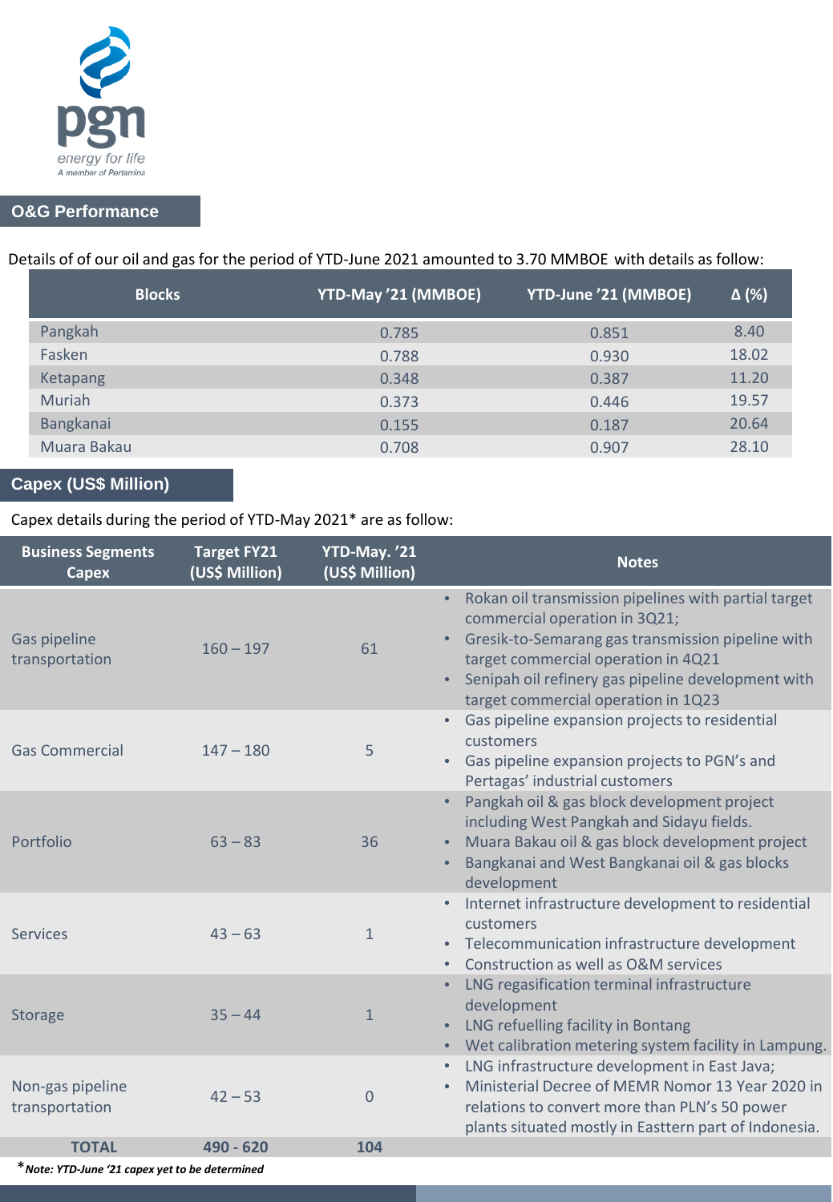## O&G Performance

Details of of our oil and gas for the period of YTD-June 2021 amounted to 3.70 MMBOE with details as follow:

| Blocks | YTD-May '21 (MMBOE) | YTD-June '21 (MMBOE) | Δ (%) |
|---|---|---|---|
| Pangkah | 0.785 | 0.851 | 8.40 |
| Fasken | 0.788 | 0.930 | 18.02 |
| Ketapang | 0.348 | 0.387 | 11.20 |
| Muriah | 0.373 | 0.446 | 19.57 |
| Bangkanai | 0.155 | 0.187 | 20.64 |
| Muara Bakau | 0.708 | 0.907 | 28.10 |

## Capex (US$ Million)

Capex details during the period of YTD-May 2021* are as follow:

| Business Segments Capex | Target FY21 (US$ Million) | YTD-May. '21 (US$ Million) | Notes |
|---|---|---|---|
| Gas pipeline transportation | 160 – 197 | 61 | • Rokan oil transmission pipelines with partial target commercial operation in 3Q21; • Gresik-to-Semarang gas transmission pipeline with target commercial operation in 4Q21 • Senipah oil refinery gas pipeline development with target commercial operation in 1Q23 |
| Gas Commercial | 147 – 180 | 5 | • Gas pipeline expansion projects to residential customers • Gas pipeline expansion projects to PGN's and Pertagas' industrial customers |
| Portfolio | 63 – 83 | 36 | • Pangkah oil & gas block development project including West Pangkah and Sidayu fields. • Muara Bakau oil & gas block development project • Bangkanai and West Bangkanai oil & gas blocks development |
| Services | 43 – 63 | 1 | • Internet infrastructure development to residential customers • Telecommunication infrastructure development • Construction as well as O&M services |
| Storage | 35 – 44 | 1 | • LNG regasification terminal infrastructure development • LNG refuelling facility in Bontang • Wet calibration metering system facility in Lampung. |
| Non-gas pipeline transportation | 42 – 53 | 0 | • LNG infrastructure development in East Java; • Ministerial Decree of MEMR Nomor 13 Year 2020 in relations to convert more than PLN's 50 power plants situated mostly in Easttern part of Indonesia. |
| **TOTAL** | **490 - 620** | **104** | |

**\****Note: YTD-June '21 capex yet to be determined***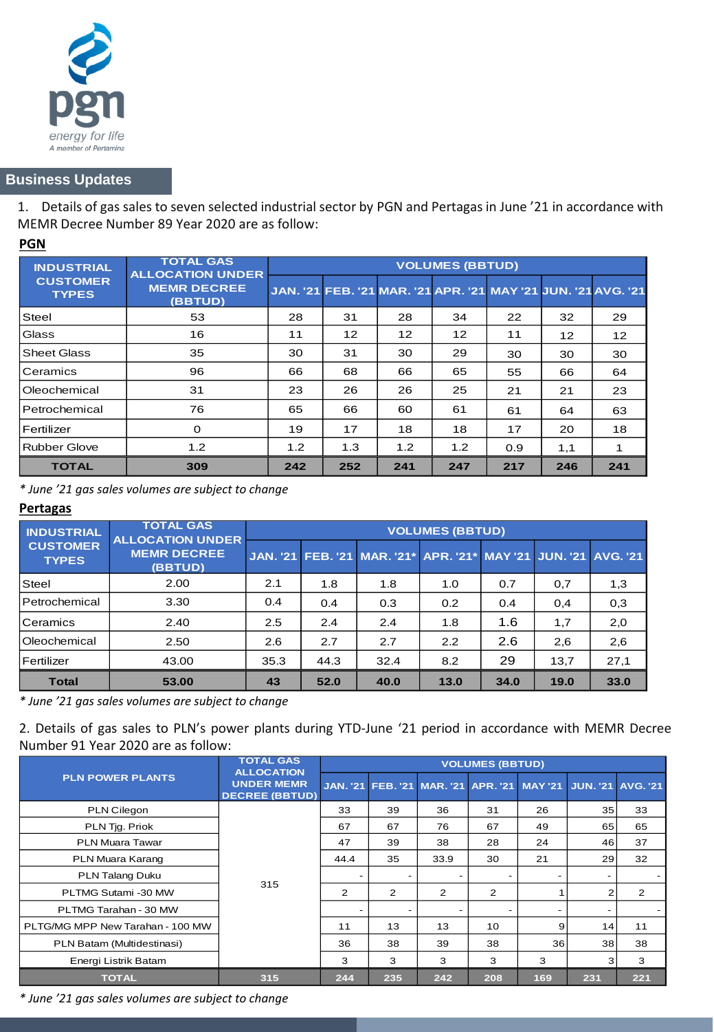## Business Updates

1. Details of gas sales to seven selected industrial sector by PGN and Pertagas in June '21 in accordance with MEMR Decree Number 89 Year 2020 are as follow:

**PGN**

| INDUSTRIAL CUSTOMER TYPES | TOTAL GAS ALLOCATION UNDER MEMR DECREE (BBTUD) | VOLUMES (BBTUD) | | | | | | |
|---|---|---|---|---|---|---|---|---|
| | | JAN. '21 | FEB. '21 | MAR. '21 | APR. '21 | MAY '21 | JUN. '21 | AVG. '21 |
| Steel | 53 | 28 | 31 | 28 | 34 | 22 | 32 | 29 |
| Glass | 16 | 11 | 12 | 12 | 12 | 11 | 12 | 12 |
| Sheet Glass | 35 | 30 | 31 | 30 | 29 | 30 | 30 | 30 |
| Ceramics | 96 | 66 | 68 | 66 | 65 | 55 | 66 | 64 |
| Oleochemical | 31 | 23 | 26 | 26 | 25 | 21 | 21 | 23 |
| Petrochemical | 76 | 65 | 66 | 60 | 61 | 61 | 64 | 63 |
| Fertilizer | 0 | 19 | 17 | 18 | 18 | 17 | 20 | 18 |
| Rubber Glove | 1.2 | 1.2 | 1.3 | 1.2 | 1.2 | 0.9 | 1,1 | 1 |
| **TOTAL** | **309** | **242** | **252** | **241** | **247** | **217** | **246** | **241** |

*\* June '21 gas sales volumes are subject to change*

**Pertagas**

| INDUSTRIAL CUSTOMER TYPES | TOTAL GAS ALLOCATION UNDER MEMR DECREE (BBTUD) | VOLUMES (BBTUD) | | | | | | |
|---|---|---|---|---|---|---|---|---|
| | | JAN. '21 | FEB. '21 | MAR. '21* | APR. '21* | MAY '21 | JUN. '21 | AVG. '21 |
| Steel | 2.00 | 2.1 | 1.8 | 1.8 | 1.0 | 0.7 | 0,7 | 1,3 |
| Petrochemical | 3.30 | 0.4 | 0.4 | 0.3 | 0.2 | 0.4 | 0,4 | 0,3 |
| Ceramics | 2.40 | 2.5 | 2.4 | 2.4 | 1.8 | 1.6 | 1,7 | 2,0 |
| Oleochemical | 2.50 | 2.6 | 2.7 | 2.7 | 2.2 | 2.6 | 2,6 | 2,6 |
| Fertilizer | 43.00 | 35.3 | 44.3 | 32.4 | 8.2 | 29 | 13,7 | 27,1 |
| **Total** | **53.00** | **43** | **52.0** | **40.0** | **13.0** | **34.0** | **19.0** | **33.0** |

*\* June '21 gas sales volumes are subject to change*

2. Details of gas sales to PLN's power plants during YTD-June '21 period in accordance with MEMR Decree Number 91 Year 2020 are as follow:

| PLN POWER PLANTS | TOTAL GAS ALLOCATION UNDER MEMR DECREE (BBTUD) | VOLUMES (BBTUD) | | | | | | |
|---|---|---|---|---|---|---|---|---|
| | | JAN. '21 | FEB. '21 | MAR. '21 | APR. '21 | MAY '21 | JUN. '21 | AVG. '21 |
| PLN Cilegon | 315 | 33 | 39 | 36 | 31 | 26 | 35 | 33 |
| PLN Tjg. Priok | | 67 | 67 | 76 | 67 | 49 | 65 | 65 |
| PLN Muara Tawar | | 47 | 39 | 38 | 28 | 24 | 46 | 37 |
| PLN Muara Karang | | 44.4 | 35 | 33.9 | 30 | 21 | 29 | 32 |
| PLN Talang Duku | | - | - | - | - | - | - | - |
| PLTMG Sutami -30 MW | | 2 | 2 | 2 | 2 | 1 | 2 | 2 |
| PLTMG Tarahan - 30 MW | | - | - | - | - | - | - | - |
| PLTG/MG MPP New Tarahan - 100 MW | | 11 | 13 | 13 | 10 | 9 | 14 | 11 |
| PLN Batam (Multidestinasi) | | 36 | 38 | 39 | 38 | 36 | 38 | 38 |
| Energi Listrik Batam | | 3 | 3 | 3 | 3 | 3 | 3 | 3 |
| **TOTAL** | **315** | **244** | **235** | **242** | **208** | **169** | **231** | **221** |

*\* June '21 gas sales volumes are subject to change*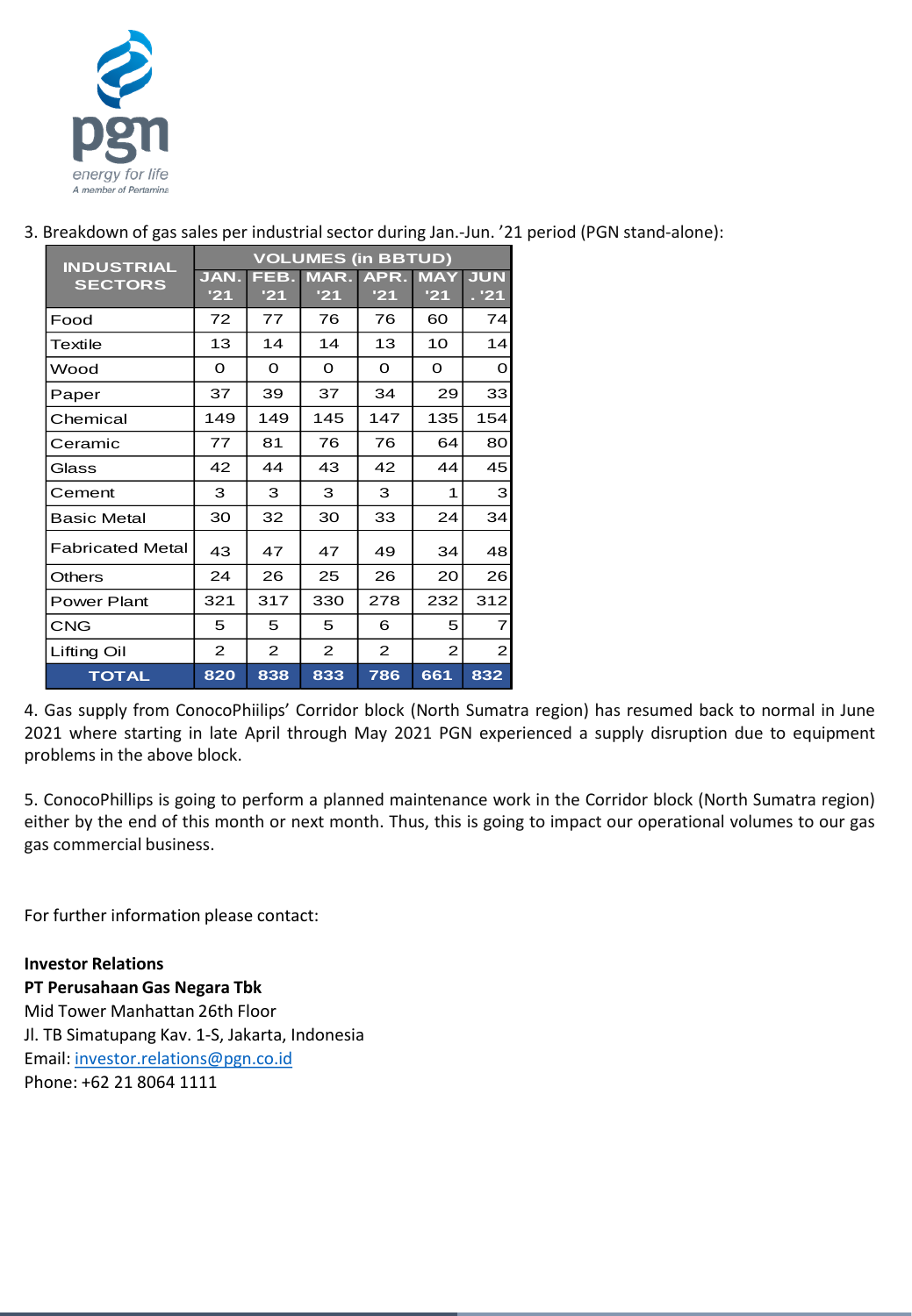3. Breakdown of gas sales per industrial sector during Jan.-Jun. '21 period (PGN stand-alone):

| INDUSTRIAL SECTORS | VOLUMES (in BBTUD) | | | | | |
|---|---|---|---|---|---|---|
| | JAN. '21 | FEB. '21 | MAR. '21 | APR. '21 | MAY '21 | JUN. '21 |
| Food | 72 | 77 | 76 | 76 | 60 | 74 |
| Textile | 13 | 14 | 14 | 13 | 10 | 14 |
| Wood | 0 | 0 | 0 | 0 | 0 | 0 |
| Paper | 37 | 39 | 37 | 34 | 29 | 33 |
| Chemical | 149 | 149 | 145 | 147 | 135 | 154 |
| Ceramic | 77 | 81 | 76 | 76 | 64 | 80 |
| Glass | 42 | 44 | 43 | 42 | 44 | 45 |
| Cement | 3 | 3 | 3 | 3 | 1 | 3 |
| Basic Metal | 30 | 32 | 30 | 33 | 24 | 34 |
| Fabricated Metal | 43 | 47 | 47 | 49 | 34 | 48 |
| Others | 24 | 26 | 25 | 26 | 20 | 26 |
| Power Plant | 321 | 317 | 330 | 278 | 232 | 312 |
| CNG | 5 | 5 | 5 | 6 | 5 | 7 |
| Lifting Oil | 2 | 2 | 2 | 2 | 2 | 2 |
| **TOTAL** | **820** | **838** | **833** | **786** | **661** | **832** |

4. Gas supply from ConocoPhiilips' Corridor block (North Sumatra region) has resumed back to normal in June 2021 where starting in late April through May 2021 PGN experienced a supply disruption due to equipment problems in the above block.

5. ConocoPhillips is going to perform a planned maintenance work in the Corridor block (North Sumatra region) either by the end of this month or next month. Thus, this is going to impact our operational volumes to our gas gas commercial business.

For further information please contact:

**Investor Relations**
**PT Perusahaan Gas Negara Tbk**
Mid Tower Manhattan 26th Floor
Jl. TB Simatupang Kav. 1-S, Jakarta, Indonesia
Email: investor.relations@pgn.co.id
Phone: +62 21 8064 1111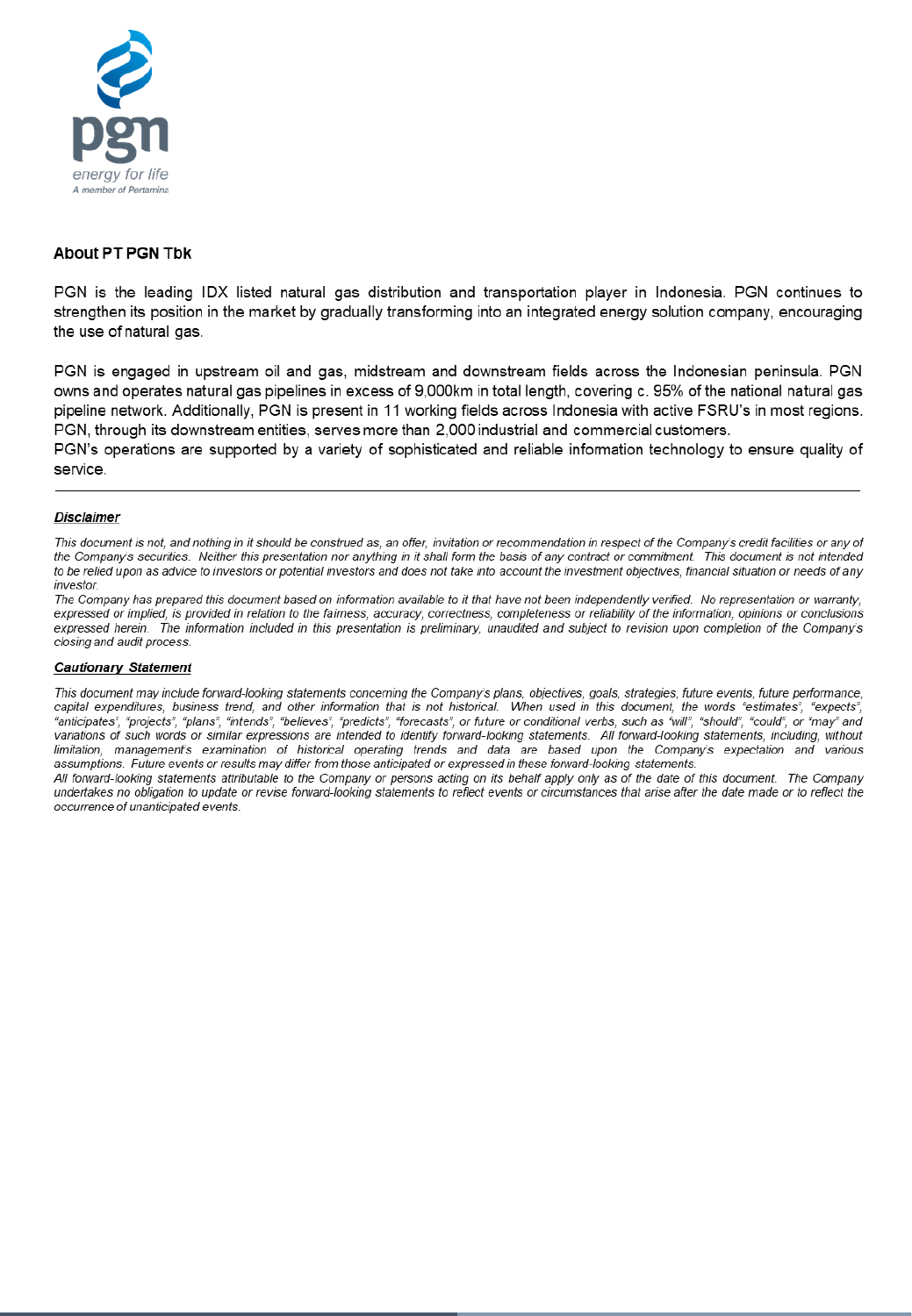pgn

energy for life

A member of Pertamina

## About PT PGN Tbk

PGN is the leading IDX listed natural gas distribution and transportation player in Indonesia. PGN continues to strengthen its position in the market by gradually transforming into an integrated energy solution company, encouraging the use of natural gas.

PGN is engaged in upstream oil and gas, midstream and downstream fields across the Indonesian peninsula. PGN owns and operates natural gas pipelines in excess of 9,000km in total length, covering c. 95% of the national natural gas pipeline network. Additionally, PGN is present in 11 working fields across Indonesia with active FSRU's in most regions. PGN, through its downstream entities, serves more than 2,000 industrial and commercial customers.

PGN's operations are supported by a variety of sophisticated and reliable information technology to ensure quality of service.

---

***Disclaimer***

*This document is not, and nothing in it should be construed as, an offer, invitation or recommendation in respect of the Company's credit facilities or any of the Company's securities. Neither this presentation nor anything in it shall form the basis of any contract or commitment. This document is not intended to be relied upon as advice to investors or potential investors and does not take into account the investment objectives, financial situation or needs of any investor.*

*The Company has prepared this document based on information available to it that have not been independently verified. No representation or warranty, expressed or implied, is provided in relation to the fairness, accuracy, correctness, completeness or reliability of the information, opinions or conclusions expressed herein. The information included in this presentation is preliminary, unaudited and subject to revision upon completion of the Company's closing and audit process.*

***Cautionary Statement***

*This document may include forward-looking statements concerning the Company's plans, objectives, goals, strategies, future events, future performance, capital expenditures, business trend, and other information that is not historical. When used in this document, the words "estimates", "expects", "anticipates", "projects", "plans", "intends", "believes", "predicts", "forecasts", or future or conditional verbs, such as "will", "should", "could", or "may" and variations of such words or similar expressions are intended to identify forward-looking statements. All forward-looking statements, including, without limitation, management's examination of historical operating trends and data are based upon the Company's expectation and various assumptions. Future events or results may differ from those anticipated or expressed in these forward-looking statements.*

*All forward-looking statements attributable to the Company or persons acting on its behalf apply only as of the date of this document. The Company undertakes no obligation to update or revise forward-looking statements to reflect events or circumstances that arise after the date made or to reflect the occurrence of unanticipated events.*